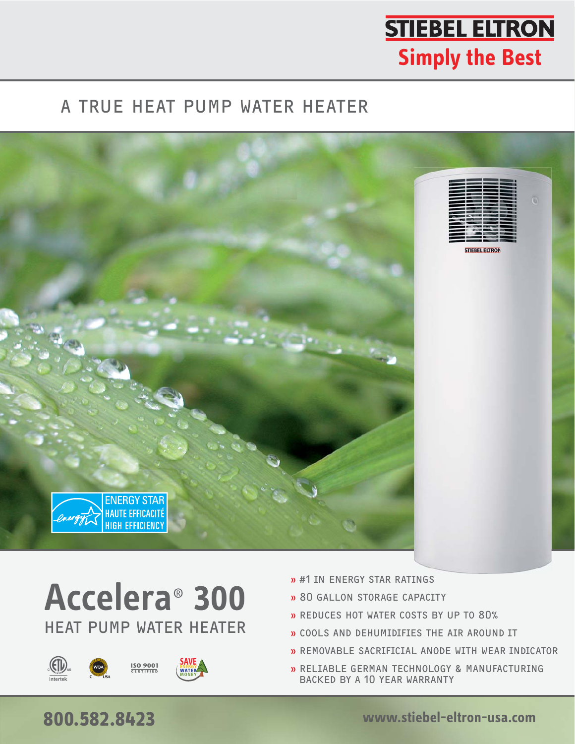**STIEBEL ELTRON**

**Simply the Best**

## A TRUE HEAT PUMP WATER HEATER

ENERGY STAR
HAUTE EFFICACITÉ
HIGH EFFICIENCY

# Accelera® 300

## HEAT PUMP WATER HEATER

ISO 9001 CERTIFIED

SAVE ENERGY WATER MONEY

- #1 IN ENERGY STAR RATINGS
- 80 GALLON STORAGE CAPACITY
- REDUCES HOT WATER COSTS BY UP TO 80%
- COOLS AND DEHUMIDIFIES THE AIR AROUND IT
- REMOVABLE SACRIFICIAL ANODE WITH WEAR INDICATOR
- RELIABLE GERMAN TECHNOLOGY & MANUFACTURING BACKED BY A 10 YEAR WARRANTY

**800.582.8423**

**www.stiebel-eltron-usa.com**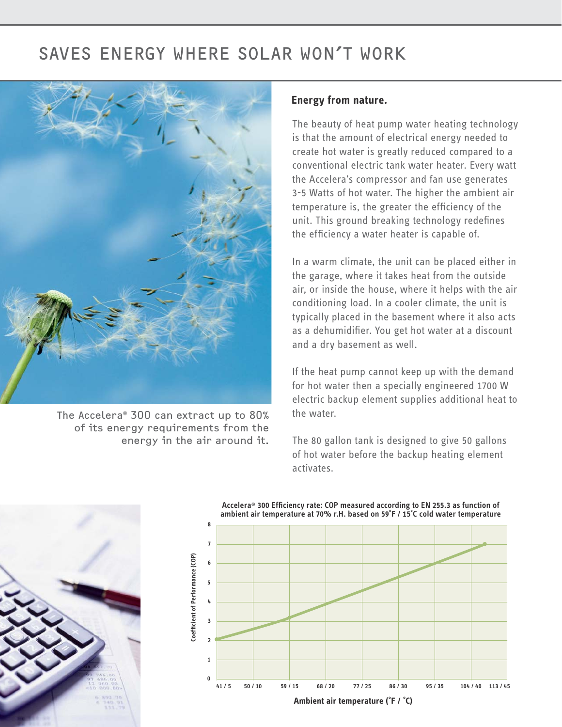# SAVES ENERGY WHERE SOLAR WON'T WORK

The Accelera® 300 can extract up to 80% of its energy requirements from the energy in the air around it.

### Energy from nature.

The beauty of heat pump water heating technology is that the amount of electrical energy needed to create hot water is greatly reduced compared to a conventional electric tank water heater. Every watt the Accelera's compressor and fan use generates 3-5 Watts of hot water. The higher the ambient air temperature is, the greater the efficiency of the unit. This ground breaking technology redefines the efficiency a water heater is capable of.

In a warm climate, the unit can be placed either in the garage, where it takes heat from the outside air, or inside the house, where it helps with the air conditioning load. In a cooler climate, the unit is typically placed in the basement where it also acts as a dehumidifier. You get hot water at a discount and a dry basement as well.

If the heat pump cannot keep up with the demand for hot water then a specially engineered 1700 W electric backup element supplies additional heat to the water.

The 80 gallon tank is designed to give 50 gallons of hot water before the backup heating element activates.

**Accelera® 300 Efficiency rate: COP measured according to EN 255.3 as function of ambient air temperature at 70% r.H. based on 59˚F / 15˚C cold water temperature**

Coefficient of Performance (COP): 0, 1, 2, 3, 4, 5, 6, 7, 8

Ambient air temperature (˚F / ˚C): 41 / 5, 50 / 10, 59 / 15, 68 / 20, 77 / 25, 86 / 30, 95 / 35, 104 / 40, 113 / 45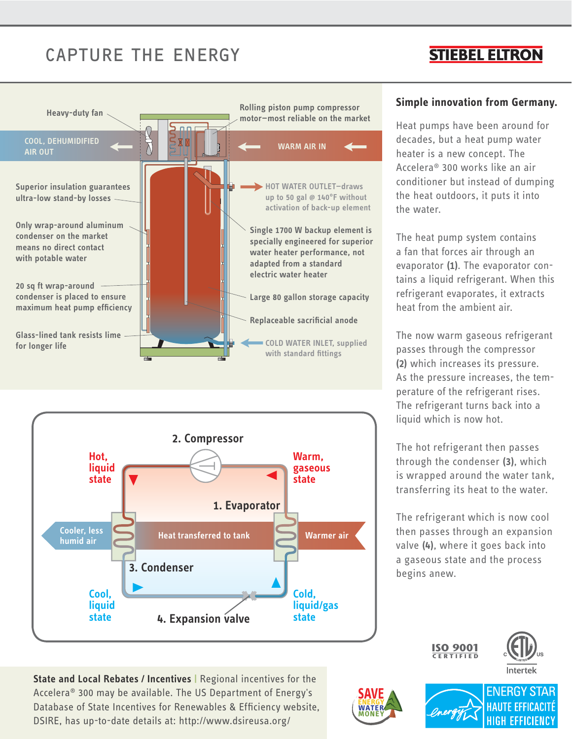# CAPTURE THE ENERGY

STIEBEL ELTRON

Heavy-duty fan

Rolling piston pump compressor motor–most reliable on the market

COOL, DEHUMIDIFIED AIR OUT

WARM AIR IN

Superior insulation guarantees ultra-low stand-by losses

HOT WATER OUTLET–draws up to 50 gal @ 140°F without activation of back-up element

Only wrap-around aluminum condenser on the market means no direct contact with potable water

Single 1700 W backup element is specially engineered for superior water heater performance, not adapted from a standard electric water heater

20 sq ft wrap-around condenser is placed to ensure maximum heat pump efficiency

Large 80 gallon storage capacity

Replaceable sacrificial anode

Glass-lined tank resists lime for longer life

COLD WATER INLET, supplied with standard fittings

2. Compressor

Hot, liquid state

Warm, gaseous state

1. Evaporator

Cooler, less humid air

Heat transferred to tank

Warmer air

3. Condenser

Cool, liquid state

Cold, liquid/gas state

4. Expansion valve

## Simple innovation from Germany.

Heat pumps have been around for decades, but a heat pump water heater is a new concept. The Accelera® 300 works like an air conditioner but instead of dumping the heat outdoors, it puts it into the water.

The heat pump system contains a fan that forces air through an evaporator **(1)**. The evaporator contains a liquid refrigerant. When this refrigerant evaporates, it extracts heat from the ambient air.

The now warm gaseous refrigerant passes through the compressor **(2)** which increases its pressure. As the pressure increases, the temperature of the refrigerant rises. The refrigerant turns back into a liquid which is now hot.

The hot refrigerant then passes through the condenser **(3)**, which is wrapped around the water tank, transferring its heat to the water.

The refrigerant which is now cool then passes through an expansion valve **(4)**, where it goes back into a gaseous state and the process begins anew.

**State and Local Rebates / Incentives** | Regional incentives for the Accelera® 300 may be available. The US Department of Energy's Database of State Incentives for Renewables & Efficiency website, DSIRE, has up-to-date details at: http://www.dsireusa.org/

SAVE ENERGY WATER MONEY

ISO 9001 CERTIFIED

Intertek

ENERGY STAR HAUTE EFFICACITÉ HIGH EFFICIENCY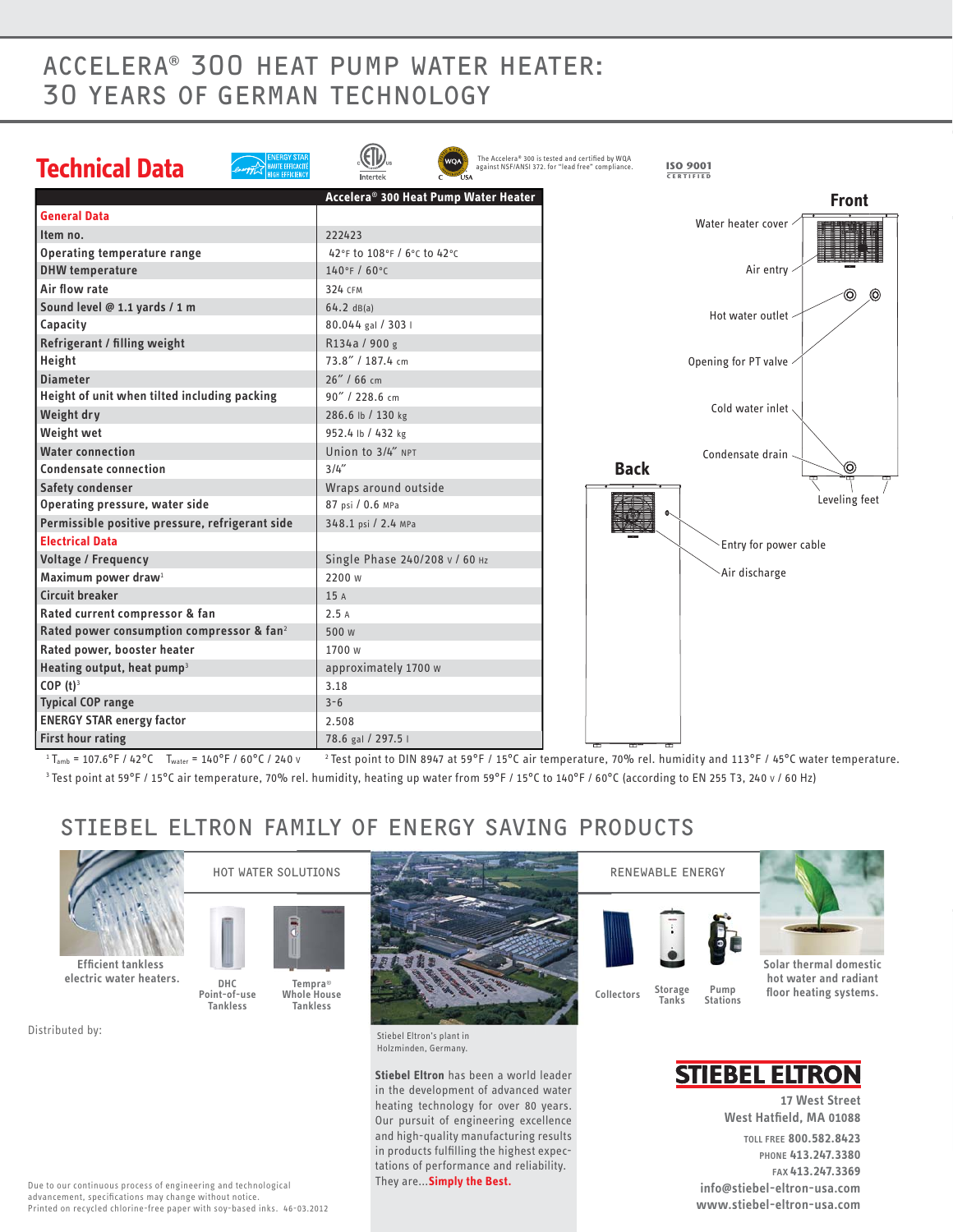# ACCELERA® 300 HEAT PUMP WATER HEATER: 30 YEARS OF GERMAN TECHNOLOGY

## Technical Data

The Accelera® 300 is tested and certified by WQA against NSF/ANSI 372. for "lead free" compliance.

ISO 9001 CERTIFIED

| | Accelera® 300 Heat Pump Water Heater |
|---|---|
| **General Data** | |
| Item no. | 222423 |
| Operating temperature range | 42°F to 108°F / 6°C to 42°C |
| DHW temperature | 140°F / 60°C |
| Air flow rate | 324 CFM |
| Sound level @ 1.1 yards / 1 m | 64.2 dB(a) |
| Capacity | 80.044 gal / 303 l |
| Refrigerant / filling weight | R134a / 900 g |
| Height | 73.8" / 187.4 cm |
| Diameter | 26" / 66 cm |
| Height of unit when tilted including packing | 90" / 228.6 cm |
| Weight dry | 286.6 lb / 130 kg |
| Weight wet | 952.4 lb / 432 kg |
| Water connection | Union to 3/4" NPT |
| Condensate connection | 3/4" |
| Safety condenser | Wraps around outside |
| Operating pressure, water side | 87 psi / 0.6 MPa |
| Permissible positive pressure, refrigerant side | 348.1 psi / 2.4 MPa |
| **Electrical Data** | |
| Voltage / Frequency | Single Phase 240/208 V / 60 Hz |
| Maximum power draw[1] | 2200 W |
| Circuit breaker | 15 A |
| Rated current compressor & fan | 2.5 A |
| Rated power consumption compressor & fan[2] | 500 W |
| Rated power, booster heater | 1700 W |
| Heating output, heat pump[3] | approximately 1700 W |
| COP (t)[3] | 3.18 |
| Typical COP range | 3–6 |
| ENERGY STAR energy factor | 2.508 |
| First hour rating | 78.6 gal / 297.5 l |

Front

Water heater cover

Air entry

Hot water outlet

Opening for PT valve

Cold water inlet

Condensate drain

Leveling feet

Back

Entry for power cable

Air discharge

[1] $T_{amb}$ = 107.6°F / 42°C $T_{water}$ = 140°F / 60°C / 240 V [2] Test point to DIN 8947 at 59°F / 15°C air temperature, 70% rel. humidity and 113°F / 45°C water temperature.

[3] Test point at 59°F / 15°C air temperature, 70% rel. humidity, heating up water from 59°F / 15°C to 140°F / 60°C (according to EN 255 T3, 240 V / 60 Hz)

## STIEBEL ELTRON FAMILY OF ENERGY SAVING PRODUCTS

Efficient tankless electric water heaters.

HOT WATER SOLUTIONS

DHC Point-of-use Tankless

Tempra® Whole House Tankless

Stiebel Eltron's plant in Holzminden, Germany.

RENEWABLE ENERGY

Collectors

Storage Tanks

Pump Stations

Solar thermal domestic hot water and radiant floor heating systems.

Distributed by:

**Stiebel Eltron** has been a world leader in the development of advanced water heating technology for over 80 years. Our pursuit of engineering excellence and high-quality manufacturing results in products fulfilling the highest expectations of performance and reliability. They are...**Simply the Best.**

**STIEBEL ELTRON**

17 West Street
West Hatfield, MA 01088
TOLL FREE 800.582.8423
PHONE 413.247.3380
FAX 413.247.3369
info@stiebel-eltron-usa.com
www.stiebel-eltron-usa.com

Due to our continuous process of engineering and technological advancement, specifications may change without notice.
Printed on recycled chlorine-free paper with soy-based inks. 46-03.2012